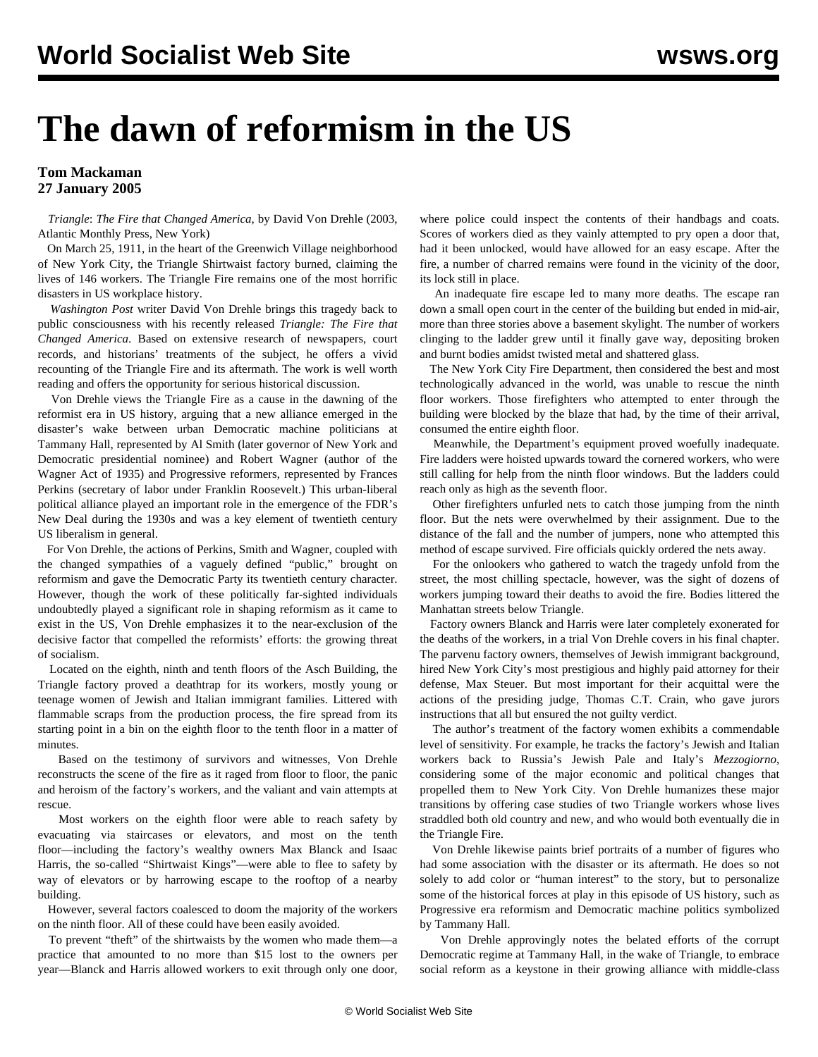# The dawn of reformism in the US

**Tom Mackaman**
**27 January 2005**

*Triangle*: *The Fire that Changed America*, by David Von Drehle (2003, Atlantic Monthly Press, New York)

On March 25, 1911, in the heart of the Greenwich Village neighborhood of New York City, the Triangle Shirtwaist factory burned, claiming the lives of 146 workers. The Triangle Fire remains one of the most horrific disasters in US workplace history.

*Washington Post* writer David Von Drehle brings this tragedy back to public consciousness with his recently released *Triangle: The Fire that Changed America*. Based on extensive research of newspapers, court records, and historians' treatments of the subject, he offers a vivid recounting of the Triangle Fire and its aftermath. The work is well worth reading and offers the opportunity for serious historical discussion.

Von Drehle views the Triangle Fire as a cause in the dawning of the reformist era in US history, arguing that a new alliance emerged in the disaster's wake between urban Democratic machine politicians at Tammany Hall, represented by Al Smith (later governor of New York and Democratic presidential nominee) and Robert Wagner (author of the Wagner Act of 1935) and Progressive reformers, represented by Frances Perkins (secretary of labor under Franklin Roosevelt.) This urban-liberal political alliance played an important role in the emergence of the FDR's New Deal during the 1930s and was a key element of twentieth century US liberalism in general.

For Von Drehle, the actions of Perkins, Smith and Wagner, coupled with the changed sympathies of a vaguely defined "public," brought on reformism and gave the Democratic Party its twentieth century character. However, though the work of these politically far-sighted individuals undoubtedly played a significant role in shaping reformism as it came to exist in the US, Von Drehle emphasizes it to the near-exclusion of the decisive factor that compelled the reformists' efforts: the growing threat of socialism.

Located on the eighth, ninth and tenth floors of the Asch Building, the Triangle factory proved a deathtrap for its workers, mostly young or teenage women of Jewish and Italian immigrant families. Littered with flammable scraps from the production process, the fire spread from its starting point in a bin on the eighth floor to the tenth floor in a matter of minutes.

Based on the testimony of survivors and witnesses, Von Drehle reconstructs the scene of the fire as it raged from floor to floor, the panic and heroism of the factory's workers, and the valiant and vain attempts at rescue.

Most workers on the eighth floor were able to reach safety by evacuating via staircases or elevators, and most on the tenth floor—including the factory's wealthy owners Max Blanck and Isaac Harris, the so-called "Shirtwaist Kings"—were able to flee to safety by way of elevators or by harrowing escape to the rooftop of a nearby building.

However, several factors coalesced to doom the majority of the workers on the ninth floor. All of these could have been easily avoided.

To prevent "theft" of the shirtwaists by the women who made them—a practice that amounted to no more than $15 lost to the owners per year—Blanck and Harris allowed workers to exit through only one door, where police could inspect the contents of their handbags and coats. Scores of workers died as they vainly attempted to pry open a door that, had it been unlocked, would have allowed for an easy escape. After the fire, a number of charred remains were found in the vicinity of the door, its lock still in place.

An inadequate fire escape led to many more deaths. The escape ran down a small open court in the center of the building but ended in mid-air, more than three stories above a basement skylight. The number of workers clinging to the ladder grew until it finally gave way, depositing broken and burnt bodies amidst twisted metal and shattered glass.

The New York City Fire Department, then considered the best and most technologically advanced in the world, was unable to rescue the ninth floor workers. Those firefighters who attempted to enter through the building were blocked by the blaze that had, by the time of their arrival, consumed the entire eighth floor.

Meanwhile, the Department's equipment proved woefully inadequate. Fire ladders were hoisted upwards toward the cornered workers, who were still calling for help from the ninth floor windows. But the ladders could reach only as high as the seventh floor.

Other firefighters unfurled nets to catch those jumping from the ninth floor. But the nets were overwhelmed by their assignment. Due to the distance of the fall and the number of jumpers, none who attempted this method of escape survived. Fire officials quickly ordered the nets away.

For the onlookers who gathered to watch the tragedy unfold from the street, the most chilling spectacle, however, was the sight of dozens of workers jumping toward their deaths to avoid the fire. Bodies littered the Manhattan streets below Triangle.

Factory owners Blanck and Harris were later completely exonerated for the deaths of the workers, in a trial Von Drehle covers in his final chapter. The parvenu factory owners, themselves of Jewish immigrant background, hired New York City's most prestigious and highly paid attorney for their defense, Max Steuer. But most important for their acquittal were the actions of the presiding judge, Thomas C.T. Crain, who gave jurors instructions that all but ensured the not guilty verdict.

The author's treatment of the factory women exhibits a commendable level of sensitivity. For example, he tracks the factory's Jewish and Italian workers back to Russia's Jewish Pale and Italy's *Mezzogiorno*, considering some of the major economic and political changes that propelled them to New York City. Von Drehle humanizes these major transitions by offering case studies of two Triangle workers whose lives straddled both old country and new, and who would both eventually die in the Triangle Fire.

Von Drehle likewise paints brief portraits of a number of figures who had some association with the disaster or its aftermath. He does so not solely to add color or "human interest" to the story, but to personalize some of the historical forces at play in this episode of US history, such as Progressive era reformism and Democratic machine politics symbolized by Tammany Hall.

Von Drehle approvingly notes the belated efforts of the corrupt Democratic regime at Tammany Hall, in the wake of Triangle, to embrace social reform as a keystone in their growing alliance with middle-class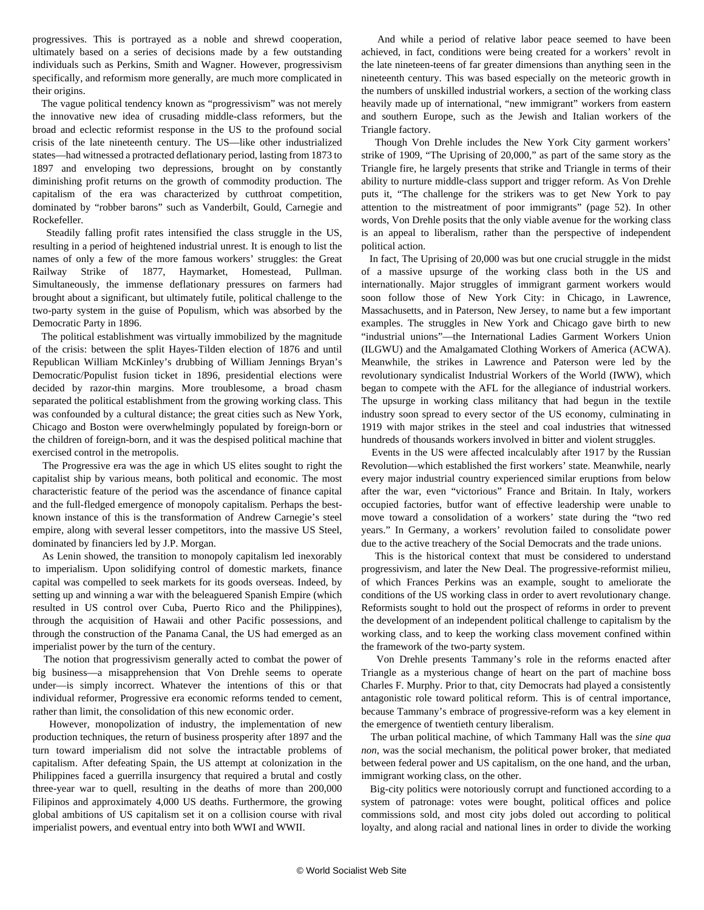progressives. This is portrayed as a noble and shrewd cooperation, ultimately based on a series of decisions made by a few outstanding individuals such as Perkins, Smith and Wagner. However, progressivism specifically, and reformism more generally, are much more complicated in their origins.

The vague political tendency known as "progressivism" was not merely the innovative new idea of crusading middle-class reformers, but the broad and eclectic reformist response in the US to the profound social crisis of the late nineteenth century. The US—like other industrialized states—had witnessed a protracted deflationary period, lasting from 1873 to 1897 and enveloping two depressions, brought on by constantly diminishing profit returns on the growth of commodity production. The capitalism of the era was characterized by cutthroat competition, dominated by "robber barons" such as Vanderbilt, Gould, Carnegie and Rockefeller.

Steadily falling profit rates intensified the class struggle in the US, resulting in a period of heightened industrial unrest. It is enough to list the names of only a few of the more famous workers' struggles: the Great Railway Strike of 1877, Haymarket, Homestead, Pullman. Simultaneously, the immense deflationary pressures on farmers had brought about a significant, but ultimately futile, political challenge to the two-party system in the guise of Populism, which was absorbed by the Democratic Party in 1896.

The political establishment was virtually immobilized by the magnitude of the crisis: between the split Hayes-Tilden election of 1876 and until Republican William McKinley's drubbing of William Jennings Bryan's Democratic/Populist fusion ticket in 1896, presidential elections were decided by razor-thin margins. More troublesome, a broad chasm separated the political establishment from the growing working class. This was confounded by a cultural distance; the great cities such as New York, Chicago and Boston were overwhelmingly populated by foreign-born or the children of foreign-born, and it was the despised political machine that exercised control in the metropolis.

The Progressive era was the age in which US elites sought to right the capitalist ship by various means, both political and economic. The most characteristic feature of the period was the ascendance of finance capital and the full-fledged emergence of monopoly capitalism. Perhaps the best-known instance of this is the transformation of Andrew Carnegie's steel empire, along with several lesser competitors, into the massive US Steel, dominated by financiers led by J.P. Morgan.

As Lenin showed, the transition to monopoly capitalism led inexorably to imperialism. Upon solidifying control of domestic markets, finance capital was compelled to seek markets for its goods overseas. Indeed, by setting up and winning a war with the beleaguered Spanish Empire (which resulted in US control over Cuba, Puerto Rico and the Philippines), through the acquisition of Hawaii and other Pacific possessions, and through the construction of the Panama Canal, the US had emerged as an imperialist power by the turn of the century.

The notion that progressivism generally acted to combat the power of big business—a misapprehension that Von Drehle seems to operate under—is simply incorrect. Whatever the intentions of this or that individual reformer, Progressive era economic reforms tended to cement, rather than limit, the consolidation of this new economic order.

However, monopolization of industry, the implementation of new production techniques, the return of business prosperity after 1897 and the turn toward imperialism did not solve the intractable problems of capitalism. After defeating Spain, the US attempt at colonization in the Philippines faced a guerrilla insurgency that required a brutal and costly three-year war to quell, resulting in the deaths of more than 200,000 Filipinos and approximately 4,000 US deaths. Furthermore, the growing global ambitions of US capitalism set it on a collision course with rival imperialist powers, and eventual entry into both WWI and WWII.

And while a period of relative labor peace seemed to have been achieved, in fact, conditions were being created for a workers' revolt in the late nineteen-teens of far greater dimensions than anything seen in the nineteenth century. This was based especially on the meteoric growth in the numbers of unskilled industrial workers, a section of the working class heavily made up of international, "new immigrant" workers from eastern and southern Europe, such as the Jewish and Italian workers of the Triangle factory.

Though Von Drehle includes the New York City garment workers' strike of 1909, "The Uprising of 20,000," as part of the same story as the Triangle fire, he largely presents that strike and Triangle in terms of their ability to nurture middle-class support and trigger reform. As Von Drehle puts it, "The challenge for the strikers was to get New York to pay attention to the mistreatment of poor immigrants" (page 52). In other words, Von Drehle posits that the only viable avenue for the working class is an appeal to liberalism, rather than the perspective of independent political action.

In fact, The Uprising of 20,000 was but one crucial struggle in the midst of a massive upsurge of the working class both in the US and internationally. Major struggles of immigrant garment workers would soon follow those of New York City: in Chicago, in Lawrence, Massachusetts, and in Paterson, New Jersey, to name but a few important examples. The struggles in New York and Chicago gave birth to new "industrial unions"—the International Ladies Garment Workers Union (ILGWU) and the Amalgamated Clothing Workers of America (ACWA). Meanwhile, the strikes in Lawrence and Paterson were led by the revolutionary syndicalist Industrial Workers of the World (IWW), which began to compete with the AFL for the allegiance of industrial workers. The upsurge in working class militancy that had begun in the textile industry soon spread to every sector of the US economy, culminating in 1919 with major strikes in the steel and coal industries that witnessed hundreds of thousands workers involved in bitter and violent struggles.

Events in the US were affected incalculably after 1917 by the Russian Revolution—which established the first workers' state. Meanwhile, nearly every major industrial country experienced similar eruptions from below after the war, even "victorious" France and Britain. In Italy, workers occupied factories, butfor want of effective leadership were unable to move toward a consolidation of a workers' state during the "two red years." In Germany, a workers' revolution failed to consolidate power due to the active treachery of the Social Democrats and the trade unions.

This is the historical context that must be considered to understand progressivism, and later the New Deal. The progressive-reformist milieu, of which Frances Perkins was an example, sought to ameliorate the conditions of the US working class in order to avert revolutionary change. Reformists sought to hold out the prospect of reforms in order to prevent the development of an independent political challenge to capitalism by the working class, and to keep the working class movement confined within the framework of the two-party system.

Von Drehle presents Tammany's role in the reforms enacted after Triangle as a mysterious change of heart on the part of machine boss Charles F. Murphy. Prior to that, city Democrats had played a consistently antagonistic role toward political reform. This is of central importance, because Tammany's embrace of progressive-reform was a key element in the emergence of twentieth century liberalism.

The urban political machine, of which Tammany Hall was the *sine qua non*, was the social mechanism, the political power broker, that mediated between federal power and US capitalism, on the one hand, and the urban, immigrant working class, on the other.

Big-city politics were notoriously corrupt and functioned according to a system of patronage: votes were bought, political offices and police commissions sold, and most city jobs doled out according to political loyalty, and along racial and national lines in order to divide the working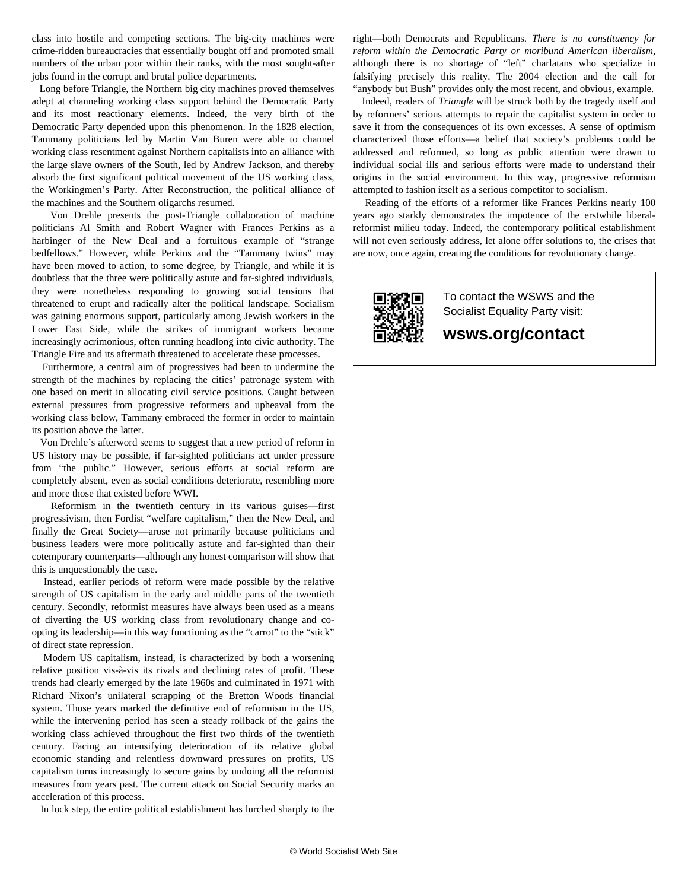class into hostile and competing sections. The big-city machines were crime-ridden bureaucracies that essentially bought off and promoted small numbers of the urban poor within their ranks, with the most sought-after jobs found in the corrupt and brutal police departments.

Long before Triangle, the Northern big city machines proved themselves adept at channeling working class support behind the Democratic Party and its most reactionary elements. Indeed, the very birth of the Democratic Party depended upon this phenomenon. In the 1828 election, Tammany politicians led by Martin Van Buren were able to channel working class resentment against Northern capitalists into an alliance with the large slave owners of the South, led by Andrew Jackson, and thereby absorb the first significant political movement of the US working class, the Workingmen's Party. After Reconstruction, the political alliance of the machines and the Southern oligarchs resumed.

Von Drehle presents the post-Triangle collaboration of machine politicians Al Smith and Robert Wagner with Frances Perkins as a harbinger of the New Deal and a fortuitous example of "strange bedfellows." However, while Perkins and the "Tammany twins" may have been moved to action, to some degree, by Triangle, and while it is doubtless that the three were politically astute and far-sighted individuals, they were nonetheless responding to growing social tensions that threatened to erupt and radically alter the political landscape. Socialism was gaining enormous support, particularly among Jewish workers in the Lower East Side, while the strikes of immigrant workers became increasingly acrimonious, often running headlong into civic authority. The Triangle Fire and its aftermath threatened to accelerate these processes.

Furthermore, a central aim of progressives had been to undermine the strength of the machines by replacing the cities' patronage system with one based on merit in allocating civil service positions. Caught between external pressures from progressive reformers and upheaval from the working class below, Tammany embraced the former in order to maintain its position above the latter.

Von Drehle's afterword seems to suggest that a new period of reform in US history may be possible, if far-sighted politicians act under pressure from "the public." However, serious efforts at social reform are completely absent, even as social conditions deteriorate, resembling more and more those that existed before WWI.

Reformism in the twentieth century in its various guises—first progressivism, then Fordist "welfare capitalism," then the New Deal, and finally the Great Society—arose not primarily because politicians and business leaders were more politically astute and far-sighted than their cotemporary counterparts—although any honest comparison will show that this is unquestionably the case.

Instead, earlier periods of reform were made possible by the relative strength of US capitalism in the early and middle parts of the twentieth century. Secondly, reformist measures have always been used as a means of diverting the US working class from revolutionary change and co-opting its leadership—in this way functioning as the "carrot" to the "stick" of direct state repression.

Modern US capitalism, instead, is characterized by both a worsening relative position vis-à-vis its rivals and declining rates of profit. These trends had clearly emerged by the late 1960s and culminated in 1971 with Richard Nixon's unilateral scrapping of the Bretton Woods financial system. Those years marked the definitive end of reformism in the US, while the intervening period has seen a steady rollback of the gains the working class achieved throughout the first two thirds of the twentieth century. Facing an intensifying deterioration of its relative global economic standing and relentless downward pressures on profits, US capitalism turns increasingly to secure gains by undoing all the reformist measures from years past. The current attack on Social Security marks an acceleration of this process.

In lock step, the entire political establishment has lurched sharply to the right—both Democrats and Republicans. *There is no constituency for reform within the Democratic Party or moribund American liberalism*, although there is no shortage of "left" charlatans who specialize in falsifying precisely this reality. The 2004 election and the call for "anybody but Bush" provides only the most recent, and obvious, example.

Indeed, readers of *Triangle* will be struck both by the tragedy itself and by reformers' serious attempts to repair the capitalist system in order to save it from the consequences of its own excesses. A sense of optimism characterized those efforts—a belief that society's problems could be addressed and reformed, so long as public attention were drawn to individual social ills and serious efforts were made to understand their origins in the social environment. In this way, progressive reformism attempted to fashion itself as a serious competitor to socialism.

Reading of the efforts of a reformer like Frances Perkins nearly 100 years ago starkly demonstrates the impotence of the erstwhile liberal-reformist milieu today. Indeed, the contemporary political establishment will not even seriously address, let alone offer solutions to, the crises that are now, once again, creating the conditions for revolutionary change.

To contact the WSWS and the Socialist Equality Party visit:

**wsws.org/contact**